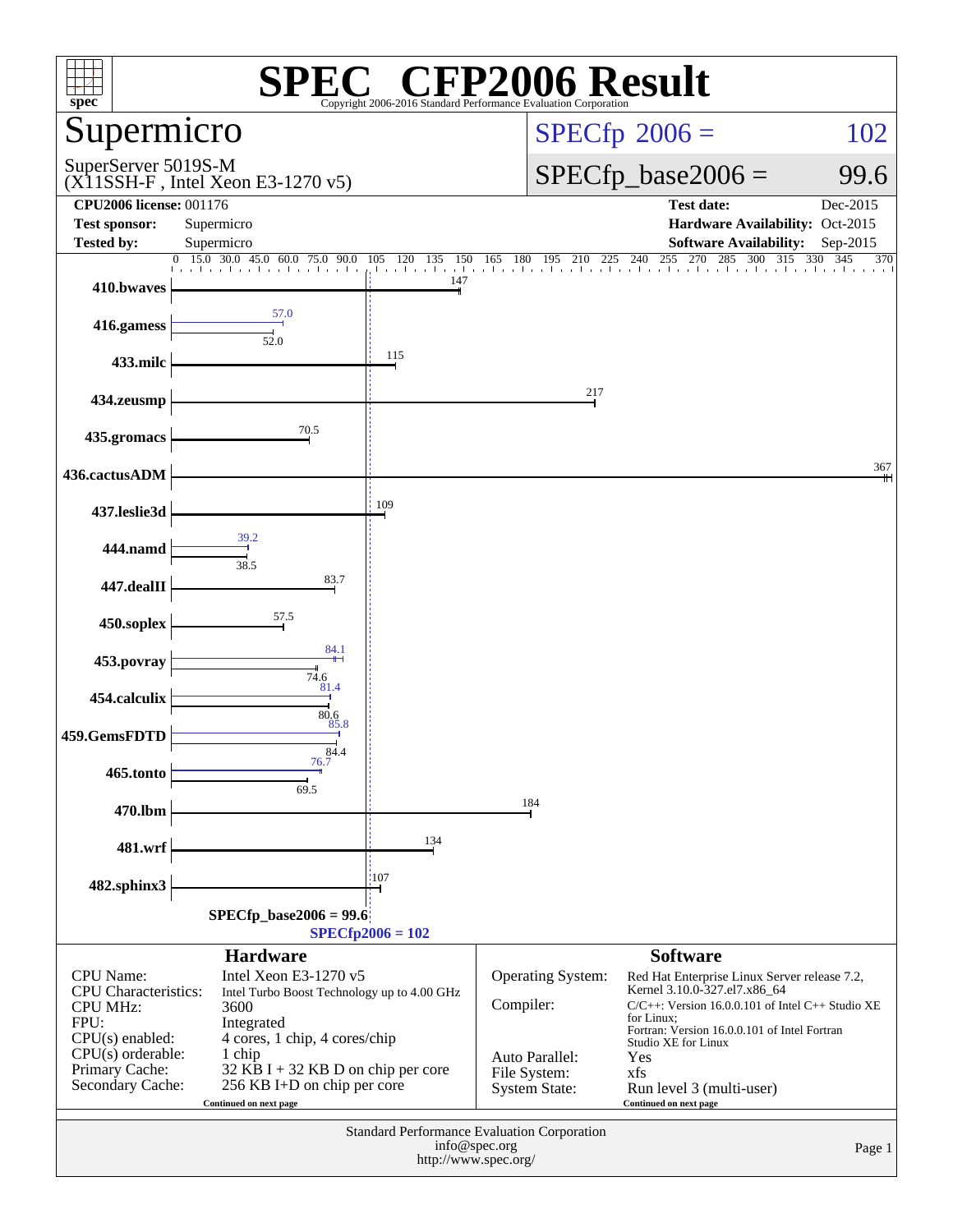# SPEC CFP2006 Result

Copyright 2006-2016 Standard Performance Evaluation Corporation

## Supermicro

SuperServer 5019S-M
(X11SSH-F , Intel Xeon E3-1270 v5)

SPECfp 2006 = 102

SPECfp_base2006 = 99.6

| | | | |
|---|---|---|---|
| **CPU2006 license:** 001176 | | **Test date:** | Dec-2015 |
| **Test sponsor:** | Supermicro | **Hardware Availability:** | Oct-2015 |
| **Tested by:** | Supermicro | **Software Availability:** | Sep-2015 |

| Benchmark | Peak | Base |
|---|---|---|
| 410.bwaves | | 147 |
| 416.gamess | 57.0 | 52.0 |
| 433.milc | | 115 |
| 434.zeusmp | | 217 |
| 435.gromacs | | 70.5 |
| 436.cactusADM | | 367 |
| 437.leslie3d | | 109 |
| 444.namd | 39.2 | 38.5 |
| 447.dealII | | 83.7 |
| 450.soplex | | 57.5 |
| 453.povray | 84.1 | 74.6 |
| 454.calculix | 81.4 | 80.6 |
| 459.GemsFDTD | 85.8 | 84.4 |
| 465.tonto | 76.7 | 69.5 |
| 470.lbm | | 184 |
| 481.wrf | | 134 |
| 482.sphinx3 | | 107 |

SPECfp_base2006 = 99.6

SPECfp2006 = 102

### Hardware

| | |
|---|---|
| CPU Name: | Intel Xeon E3-1270 v5 |
| CPU Characteristics: | Intel Turbo Boost Technology up to 4.00 GHz |
| CPU MHz: | 3600 |
| FPU: | Integrated |
| CPU(s) enabled: | 4 cores, 1 chip, 4 cores/chip |
| CPU(s) orderable: | 1 chip |
| Primary Cache: | 32 KB I + 32 KB D on chip per core |
| Secondary Cache: | 256 KB I+D on chip per core |

Continued on next page

### Software

| | |
|---|---|
| Operating System: | Red Hat Enterprise Linux Server release 7.2, Kernel 3.10.0-327.el7.x86_64 |
| Compiler: | C/C++: Version 16.0.0.101 of Intel C++ Studio XE for Linux; Fortran: Version 16.0.0.101 of Intel Fortran Studio XE for Linux |
| Auto Parallel: | Yes |
| File System: | xfs |
| System State: | Run level 3 (multi-user) |

Continued on next page

Standard Performance Evaluation Corporation
info@spec.org
http://www.spec.org/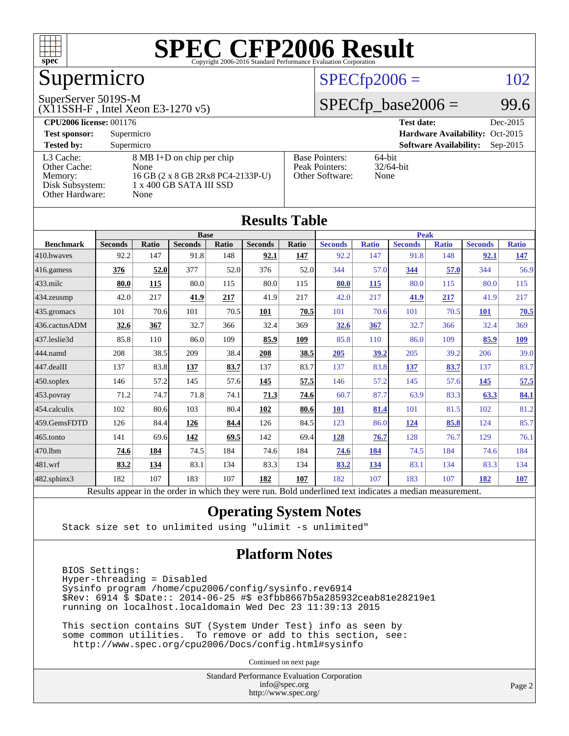# SPEC CFP2006 Result

Copyright 2006-2016 Standard Performance Evaluation Corporation

## Supermicro

SuperServer 5019S-M
(X11SSH-F , Intel Xeon E3-1270 v5)

SPECfp2006 = 102

SPECfp_base2006 = 99.6

| | | | |
|---|---|---|---|
| **CPU2006 license:** 001176 | | **Test date:** | Dec-2015 |
| **Test sponsor:** | Supermicro | **Hardware Availability:** | Oct-2015 |
| **Tested by:** | Supermicro | **Software Availability:** | Sep-2015 |

| | |
|---|---|
| L3 Cache: | 8 MB I+D on chip per chip |
| Other Cache: | None |
| Memory: | 16 GB (2 x 8 GB 2Rx8 PC4-2133P-U) |
| Disk Subsystem: | 1 x 400 GB SATA III SSD |
| Other Hardware: | None |

| | |
|---|---|
| Base Pointers: | 64-bit |
| Peak Pointers: | 32/64-bit |
| Other Software: | None |

## Results Table

| | Base | | | | | | Peak | | | | | |
|---|---|---|---|---|---|---|---|---|---|---|---|---|
| **Benchmark** | **Seconds** | **Ratio** | **Seconds** | **Ratio** | **Seconds** | **Ratio** | **Seconds** | **Ratio** | **Seconds** | **Ratio** | **Seconds** | **Ratio** |
| 410.bwaves | 92.2 | 147 | 91.8 | 148 | **92.1** | **147** | 92.2 | 147 | 91.8 | 148 | **92.1** | **147** |
| 416.gamess | **376** | **52.0** | 377 | 52.0 | 376 | 52.0 | 344 | 57.0 | **344** | **57.0** | 344 | 56.9 |
| 433.milc | **80.0** | **115** | 80.0 | 115 | 80.0 | 115 | **80.0** | **115** | 80.0 | 115 | 80.0 | 115 |
| 434.zeusmp | 42.0 | 217 | **41.9** | **217** | 41.9 | 217 | 42.0 | 217 | **41.9** | **217** | 41.9 | 217 |
| 435.gromacs | 101 | 70.6 | 101 | 70.5 | **101** | **70.5** | 101 | 70.6 | 101 | 70.5 | **101** | **70.5** |
| 436.cactusADM | **32.6** | **367** | 32.7 | 366 | 32.4 | 369 | **32.6** | **367** | 32.7 | 366 | 32.4 | 369 |
| 437.leslie3d | 85.8 | 110 | 86.0 | 109 | **85.9** | **109** | 85.8 | 110 | 86.0 | 109 | **85.9** | **109** |
| 444.namd | 208 | 38.5 | 209 | 38.4 | **208** | **38.5** | **205** | **39.2** | 205 | 39.2 | 206 | 39.0 |
| 447.dealII | 137 | 83.8 | **137** | **83.7** | 137 | 83.7 | 137 | 83.8 | **137** | **83.7** | 137 | 83.7 |
| 450.soplex | 146 | 57.2 | 145 | 57.6 | **145** | **57.5** | 146 | 57.2 | 145 | 57.6 | **145** | **57.5** |
| 453.povray | 71.2 | 74.7 | 71.8 | 74.1 | **71.3** | **74.6** | 60.7 | 87.7 | 63.9 | 83.3 | **63.3** | **84.1** |
| 454.calculix | 102 | 80.6 | 103 | 80.4 | **102** | **80.6** | **101** | **81.4** | 101 | 81.5 | 102 | 81.2 |
| 459.GemsFDTD | 126 | 84.4 | **126** | **84.4** | 126 | 84.5 | 123 | 86.0 | **124** | **85.8** | 124 | 85.7 |
| 465.tonto | 141 | 69.6 | **142** | **69.5** | 142 | 69.4 | **128** | **76.7** | 128 | 76.7 | 129 | 76.1 |
| 470.lbm | **74.6** | **184** | 74.5 | 184 | 74.6 | 184 | **74.6** | **184** | 74.5 | 184 | 74.6 | 184 |
| 481.wrf | **83.2** | **134** | 83.1 | 134 | 83.3 | 134 | **83.2** | **134** | 83.1 | 134 | 83.3 | 134 |
| 482.sphinx3 | 182 | 107 | 183 | 107 | **182** | **107** | 182 | 107 | 183 | 107 | **182** | **107** |

Results appear in the order in which they were run. Bold underlined text indicates a median measurement.

## Operating System Notes

```
Stack size set to unlimited using "ulimit -s unlimited"
```

## Platform Notes

```
BIOS Settings:
Hyper-threading = Disabled
Sysinfo program /home/cpu2006/config/sysinfo.rev6914
$Rev: 6914 $ $Date:: 2014-06-25 #$ e3fbb8667b5a285932ceab81e28219e1
running on localhost.localdomain Wed Dec 23 11:39:13 2015

This section contains SUT (System Under Test) info as seen by
some common utilities.  To remove or add to this section, see:
  http://www.spec.org/cpu2006/Docs/config.html#sysinfo
```

Continued on next page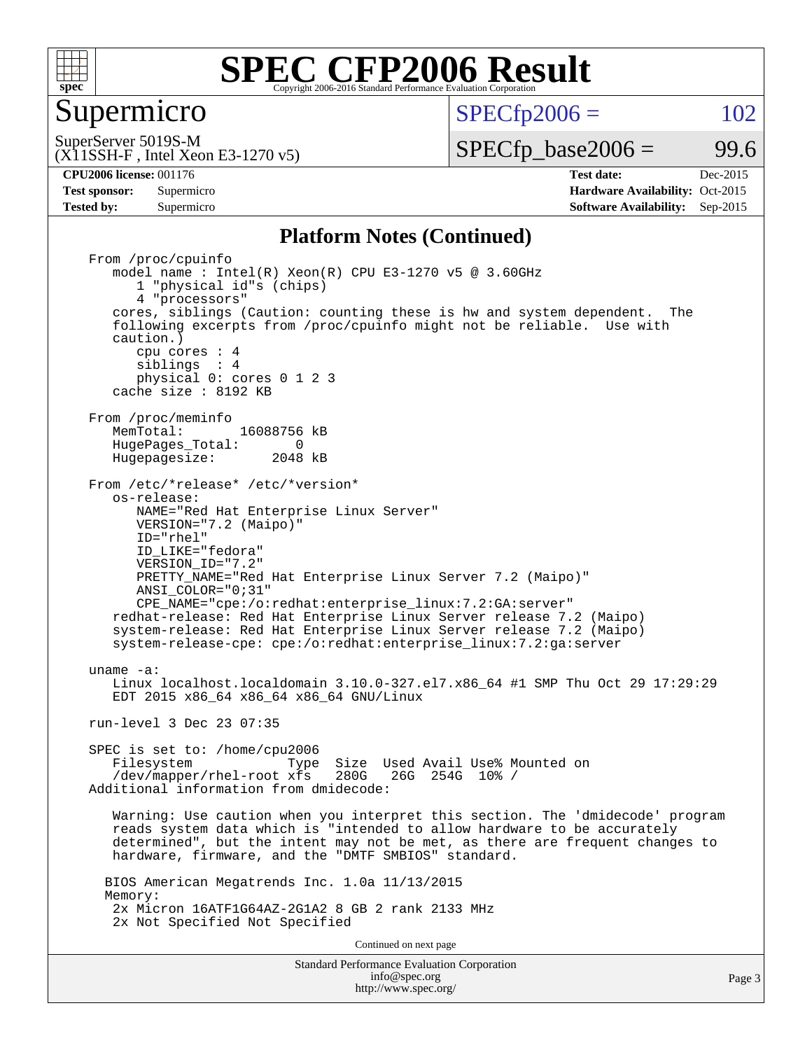# SPEC CFP2006 Result

## Supermicro

SuperServer 5019S-M
(X11SSH-F , Intel Xeon E3-1270 v5)

SPECfp2006 = 102

SPECfp_base2006 = 99.6

**CPU2006 license:** 001176
**Test sponsor:** Supermicro
**Tested by:** Supermicro

**Test date:** Dec-2015
**Hardware Availability:** Oct-2015
**Software Availability:** Sep-2015

### Platform Notes (Continued)

```
From /proc/cpuinfo
   model name : Intel(R) Xeon(R) CPU E3-1270 v5 @ 3.60GHz
      1 "physical id"s (chips)
      4 "processors"
   cores, siblings (Caution: counting these is hw and system dependent.  The
   following excerpts from /proc/cpuinfo might not be reliable.  Use with
   caution.)
      cpu cores : 4
      siblings  : 4
      physical 0: cores 0 1 2 3
   cache size : 8192 KB

From /proc/meminfo
   MemTotal:       16088756 kB
   HugePages_Total:       0
   Hugepagesize:       2048 kB

From /etc/*release* /etc/*version*
   os-release:
      NAME="Red Hat Enterprise Linux Server"
      VERSION="7.2 (Maipo)"
      ID="rhel"
      ID_LIKE="fedora"
      VERSION_ID="7.2"
      PRETTY_NAME="Red Hat Enterprise Linux Server 7.2 (Maipo)"
      ANSI_COLOR="0;31"
      CPE_NAME="cpe:/o:redhat:enterprise_linux:7.2:GA:server"
   redhat-release: Red Hat Enterprise Linux Server release 7.2 (Maipo)
   system-release: Red Hat Enterprise Linux Server release 7.2 (Maipo)
   system-release-cpe: cpe:/o:redhat:enterprise_linux:7.2:ga:server

uname -a:
   Linux localhost.localdomain 3.10.0-327.el7.x86_64 #1 SMP Thu Oct 29 17:29:29
   EDT 2015 x86_64 x86_64 x86_64 GNU/Linux

run-level 3 Dec 23 07:35

SPEC is set to: /home/cpu2006
   Filesystem            Type  Size  Used Avail Use% Mounted on
   /dev/mapper/rhel-root xfs   280G   26G  254G  10% /
Additional information from dmidecode:

   Warning: Use caution when you interpret this section. The 'dmidecode' program
   reads system data which is "intended to allow hardware to be accurately
   determined", but the intent may not be met, as there are frequent changes to
   hardware, firmware, and the "DMTF SMBIOS" standard.

  BIOS American Megatrends Inc. 1.0a 11/13/2015
  Memory:
   2x Micron 16ATF1G64AZ-2G1A2 8 GB 2 rank 2133 MHz
   2x Not Specified Not Specified
```

Continued on next page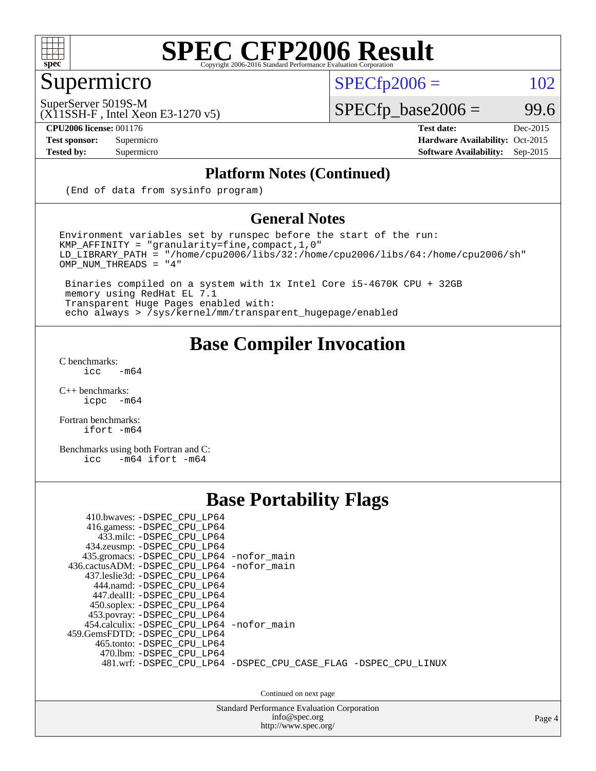# SPEC CFP2006 Result

Copyright 2006-2016 Standard Performance Evaluation Corporation

## Supermicro

SuperServer 5019S-M
(X11SSH-F , Intel Xeon E3-1270 v5)

SPECfp2006 = 102

SPECfp_base2006 = 99.6

| | | | |
|---|---|---|---|
| **CPU2006 license:** 001176 | | **Test date:** | Dec-2015 |
| **Test sponsor:** | Supermicro | **Hardware Availability:** | Oct-2015 |
| **Tested by:** | Supermicro | **Software Availability:** | Sep-2015 |

### Platform Notes (Continued)

```
(End of data from sysinfo program)
```

### General Notes

```
Environment variables set by runspec before the start of the run:
KMP_AFFINITY = "granularity=fine,compact,1,0"
LD_LIBRARY_PATH = "/home/cpu2006/libs/32:/home/cpu2006/libs/64:/home/cpu2006/sh"
OMP_NUM_THREADS = "4"

 Binaries compiled on a system with 1x Intel Core i5-4670K CPU + 32GB
 memory using RedHat EL 7.1
 Transparent Huge Pages enabled with:
 echo always > /sys/kernel/mm/transparent_hugepage/enabled
```

## Base Compiler Invocation

C benchmarks:
    icc   -m64

C++ benchmarks:
    icpc   -m64

Fortran benchmarks:
    ifort -m64

Benchmarks using both Fortran and C:
    icc   -m64 ifort -m64

## Base Portability Flags

410.bwaves: -DSPEC_CPU_LP64
416.gamess: -DSPEC_CPU_LP64
433.milc: -DSPEC_CPU_LP64
434.zeusmp: -DSPEC_CPU_LP64
435.gromacs: -DSPEC_CPU_LP64 -nofor_main
436.cactusADM: -DSPEC_CPU_LP64 -nofor_main
437.leslie3d: -DSPEC_CPU_LP64
444.namd: -DSPEC_CPU_LP64
447.dealII: -DSPEC_CPU_LP64
450.soplex: -DSPEC_CPU_LP64
453.povray: -DSPEC_CPU_LP64
454.calculix: -DSPEC_CPU_LP64 -nofor_main
459.GemsFDTD: -DSPEC_CPU_LP64
465.tonto: -DSPEC_CPU_LP64
470.lbm: -DSPEC_CPU_LP64
481.wrf: -DSPEC_CPU_LP64 -DSPEC_CPU_CASE_FLAG -DSPEC_CPU_LINUX

Continued on next page

Standard Performance Evaluation Corporation
info@spec.org
http://www.spec.org/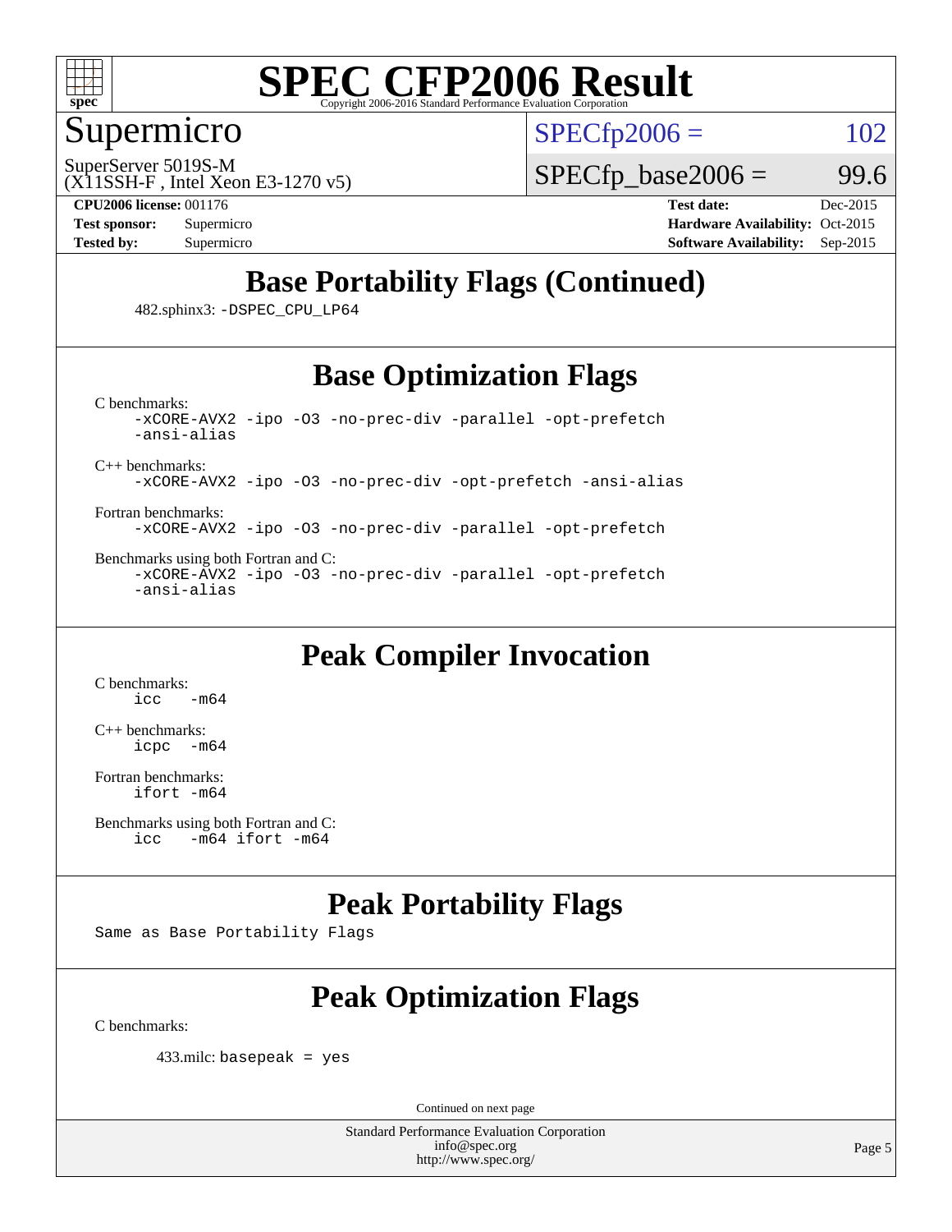# SPEC CFP2006 Result

Copyright 2006-2016 Standard Performance Evaluation Corporation

## Supermicro

SuperServer 5019S-M
(X11SSH-F , Intel Xeon E3-1270 v5)

SPECfp2006 = 102

SPECfp_base2006 = 99.6

**CPU2006 license:** 001176
**Test sponsor:** Supermicro
**Tested by:** Supermicro

**Test date:** Dec-2015
**Hardware Availability:** Oct-2015
**Software Availability:** Sep-2015

## Base Portability Flags (Continued)

482.sphinx3: `-DSPEC_CPU_LP64`

## Base Optimization Flags

C benchmarks:
```
-xCORE-AVX2 -ipo -O3 -no-prec-div -parallel -opt-prefetch
-ansi-alias
```

C++ benchmarks:
```
-xCORE-AVX2 -ipo -O3 -no-prec-div -opt-prefetch -ansi-alias
```

Fortran benchmarks:
```
-xCORE-AVX2 -ipo -O3 -no-prec-div -parallel -opt-prefetch
```

Benchmarks using both Fortran and C:
```
-xCORE-AVX2 -ipo -O3 -no-prec-div -parallel -opt-prefetch
-ansi-alias
```

## Peak Compiler Invocation

C benchmarks:
```
icc   -m64
```

C++ benchmarks:
```
icpc  -m64
```

Fortran benchmarks:
```
ifort -m64
```

Benchmarks using both Fortran and C:
```
icc   -m64 ifort -m64
```

## Peak Portability Flags

Same as Base Portability Flags

## Peak Optimization Flags

C benchmarks:

433.milc: `basepeak = yes`

Continued on next page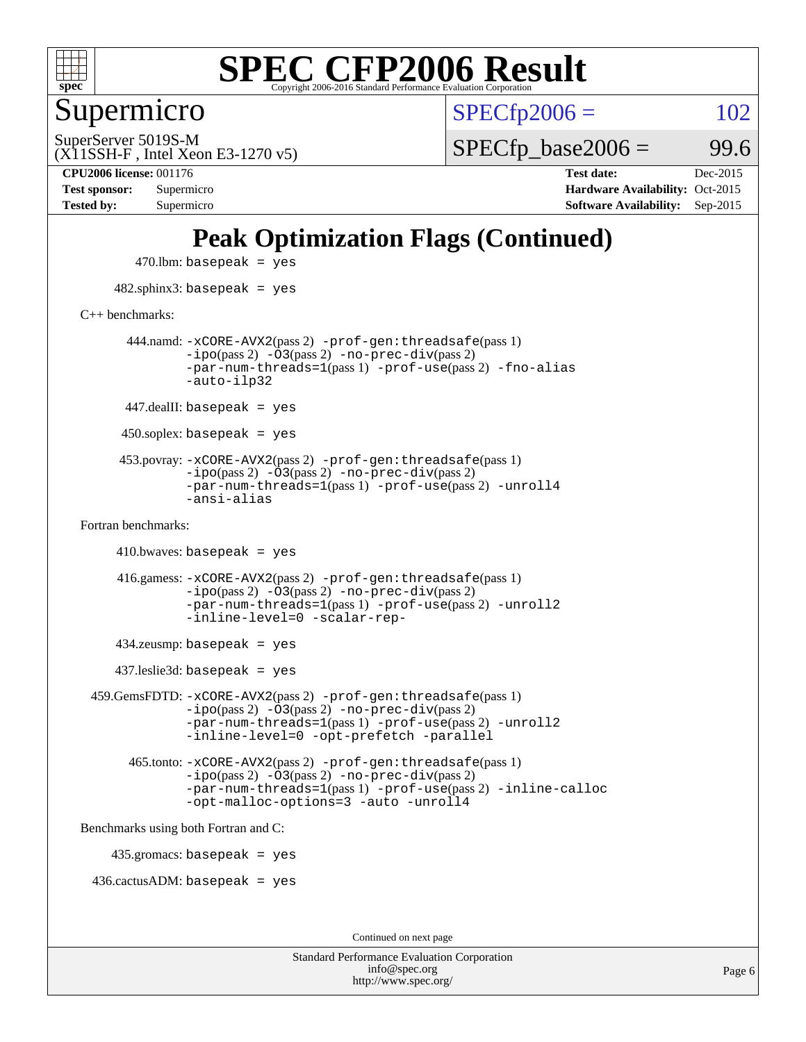# Peak Optimization Flags (Continued)

470.lbm: basepeak = yes

482.sphinx3: basepeak = yes

C++ benchmarks:

444.namd: -xCORE-AVX2(pass 2) -prof-gen:threadsafe(pass 1) -ipo(pass 2) -O3(pass 2) -no-prec-div(pass 2) -par-num-threads=1(pass 1) -prof-use(pass 2) -fno-alias -auto-ilp32

447.dealII: basepeak = yes

450.soplex: basepeak = yes

453.povray: -xCORE-AVX2(pass 2) -prof-gen:threadsafe(pass 1) -ipo(pass 2) -O3(pass 2) -no-prec-div(pass 2) -par-num-threads=1(pass 1) -prof-use(pass 2) -unroll4 -ansi-alias

Fortran benchmarks:

410.bwaves: basepeak = yes

416.gamess: -xCORE-AVX2(pass 2) -prof-gen:threadsafe(pass 1) -ipo(pass 2) -O3(pass 2) -no-prec-div(pass 2) -par-num-threads=1(pass 1) -prof-use(pass 2) -unroll2 -inline-level=0 -scalar-rep-

434.zeusmp: basepeak = yes

437.leslie3d: basepeak = yes

459.GemsFDTD: -xCORE-AVX2(pass 2) -prof-gen:threadsafe(pass 1) -ipo(pass 2) -O3(pass 2) -no-prec-div(pass 2) -par-num-threads=1(pass 1) -prof-use(pass 2) -unroll2 -inline-level=0 -opt-prefetch -parallel

465.tonto: -xCORE-AVX2(pass 2) -prof-gen:threadsafe(pass 1) -ipo(pass 2) -O3(pass 2) -no-prec-div(pass 2) -par-num-threads=1(pass 1) -prof-use(pass 2) -inline-calloc -opt-malloc-options=3 -auto -unroll4

Benchmarks using both Fortran and C:

435.gromacs: basepeak = yes

436.cactusADM: basepeak = yes

Continued on next page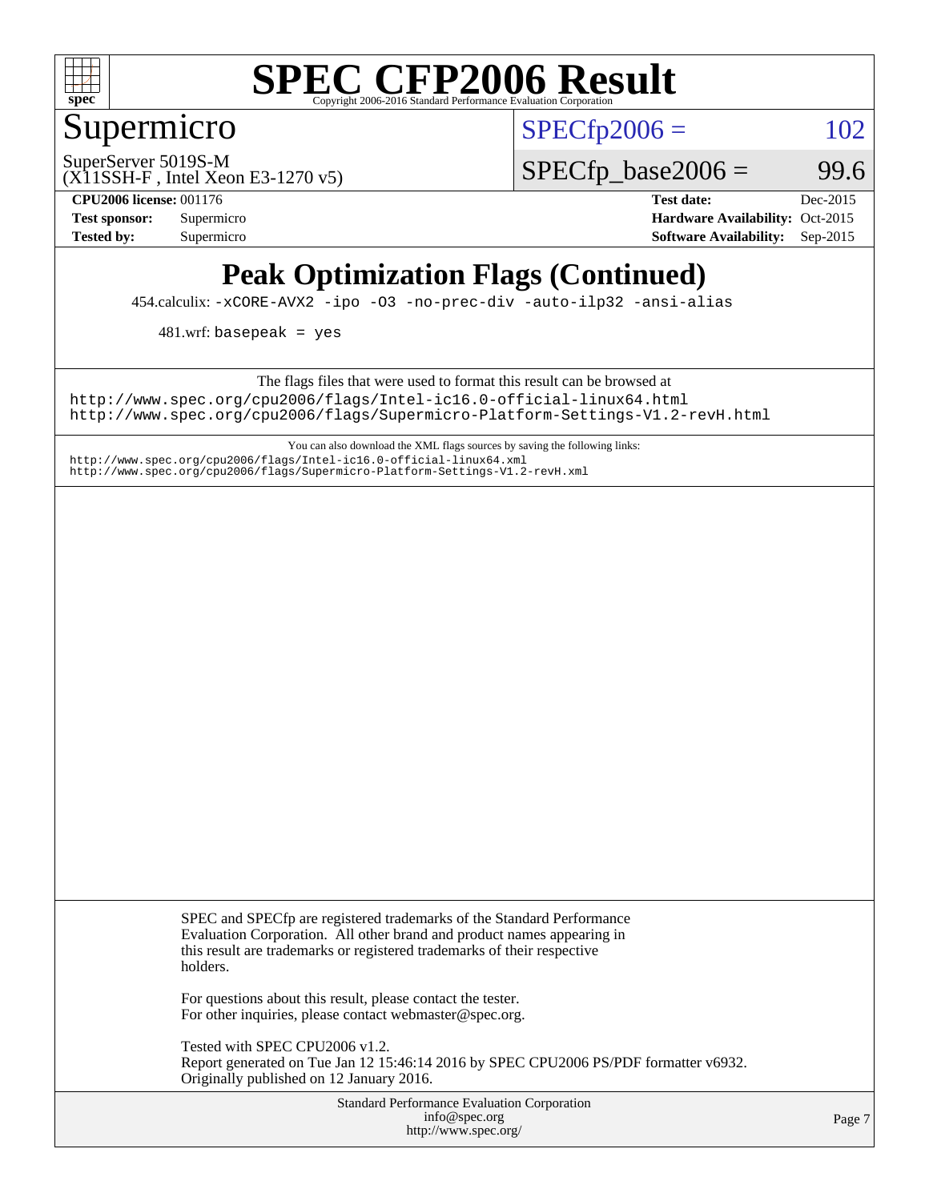# SPEC CFP2006 Result

Copyright 2006-2016 Standard Performance Evaluation Corporation

## Supermicro

SuperServer 5019S-M
(X11SSH-F , Intel Xeon E3-1270 v5)

SPECfp2006 = 102

SPECfp_base2006 = 99.6

**CPU2006 license:** 001176
**Test sponsor:** Supermicro
**Tested by:** Supermicro

**Test date:** Dec-2015
**Hardware Availability:** Oct-2015
**Software Availability:** Sep-2015

## Peak Optimization Flags (Continued)

454.calculix: `-xCORE-AVX2 -ipo -O3 -no-prec-div -auto-ilp32 -ansi-alias`

481.wrf: `basepeak = yes`

The flags files that were used to format this result can be browsed at
http://www.spec.org/cpu2006/flags/Intel-ic16.0-official-linux64.html
http://www.spec.org/cpu2006/flags/Supermicro-Platform-Settings-V1.2-revH.html

You can also download the XML flags sources by saving the following links:
http://www.spec.org/cpu2006/flags/Intel-ic16.0-official-linux64.xml
http://www.spec.org/cpu2006/flags/Supermicro-Platform-Settings-V1.2-revH.xml

SPEC and SPECfp are registered trademarks of the Standard Performance Evaluation Corporation. All other brand and product names appearing in this result are trademarks or registered trademarks of their respective holders.

For questions about this result, please contact the tester.
For other inquiries, please contact webmaster@spec.org.

Tested with SPEC CPU2006 v1.2.
Report generated on Tue Jan 12 15:46:14 2016 by SPEC CPU2006 PS/PDF formatter v6932.
Originally published on 12 January 2016.

Standard Performance Evaluation Corporation
info@spec.org
http://www.spec.org/